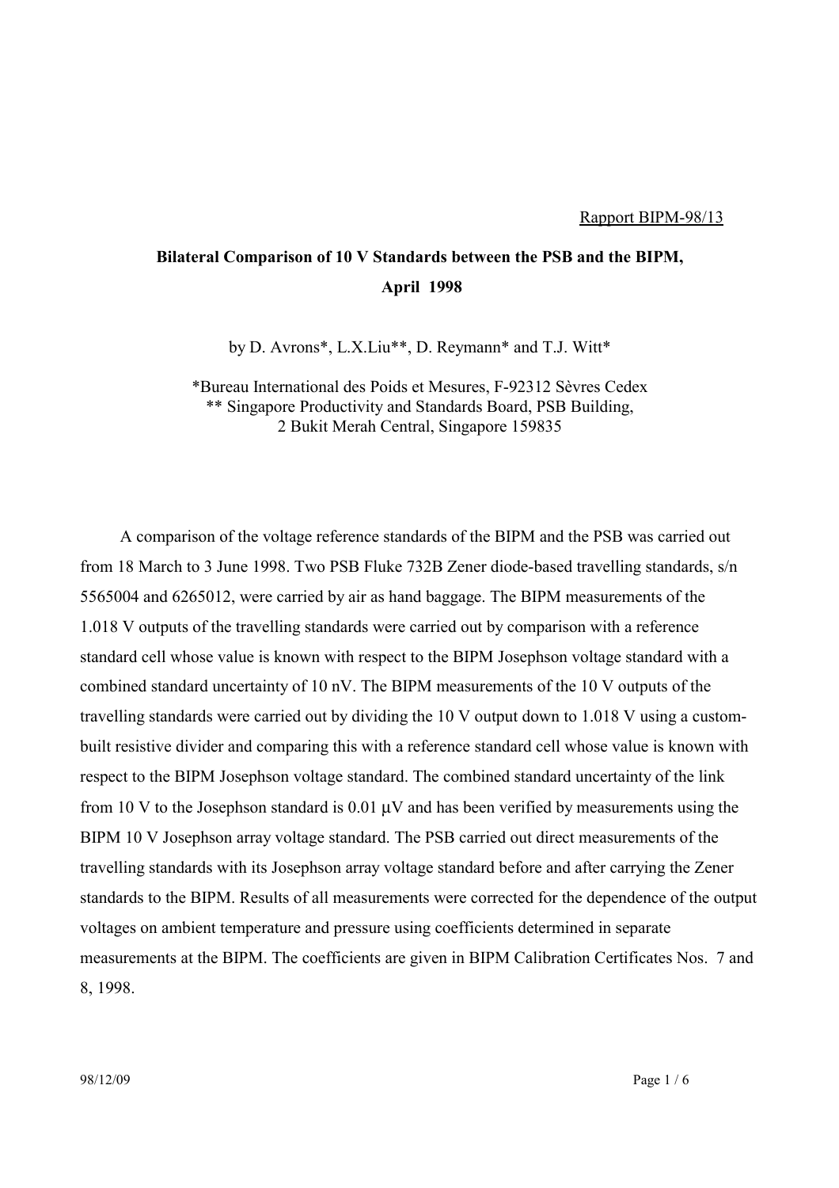Rapport BIPM-98/13

## Bilateral Comparison of 10 V Standards between the PSB and the BIPM, April 1998

by D. Avrons*, L.X.Liu**, D. Reymann* and T.J. Witt*

*Bureau International des Poids et Mesures, F-92312 Sèvres Cedex
** Singapore Productivity and Standards Board, PSB Building, 2 Bukit Merah Central, Singapore 159835

A comparison of the voltage reference standards of the BIPM and the PSB was carried out from 18 March to 3 June 1998. Two PSB Fluke 732B Zener diode-based travelling standards, s/n 5565004 and 6265012, were carried by air as hand baggage. The BIPM measurements of the 1.018 V outputs of the travelling standards were carried out by comparison with a reference standard cell whose value is known with respect to the BIPM Josephson voltage standard with a combined standard uncertainty of 10 nV. The BIPM measurements of the 10 V outputs of the travelling standards were carried out by dividing the 10 V output down to 1.018 V using a custom-built resistive divider and comparing this with a reference standard cell whose value is known with respect to the BIPM Josephson voltage standard. The combined standard uncertainty of the link from 10 V to the Josephson standard is 0.01 µV and has been verified by measurements using the BIPM 10 V Josephson array voltage standard. The PSB carried out direct measurements of the travelling standards with its Josephson array voltage standard before and after carrying the Zener standards to the BIPM. Results of all measurements were corrected for the dependence of the output voltages on ambient temperature and pressure using coefficients determined in separate measurements at the BIPM. The coefficients are given in BIPM Calibration Certificates Nos. 7 and 8, 1998.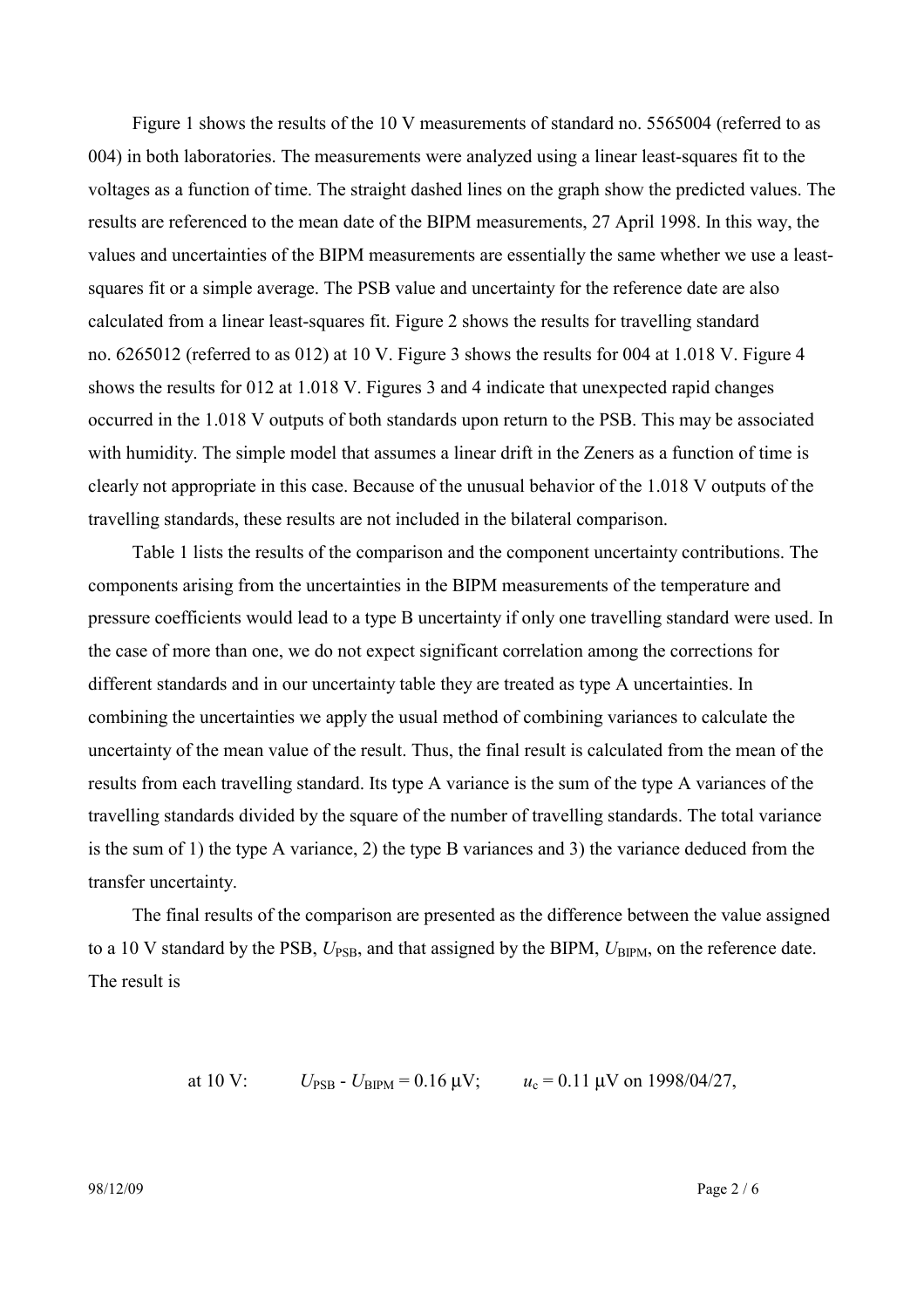Figure 1 shows the results of the 10 V measurements of standard no. 5565004 (referred to as 004) in both laboratories. The measurements were analyzed using a linear least-squares fit to the voltages as a function of time. The straight dashed lines on the graph show the predicted values. The results are referenced to the mean date of the BIPM measurements, 27 April 1998. In this way, the values and uncertainties of the BIPM measurements are essentially the same whether we use a least-squares fit or a simple average. The PSB value and uncertainty for the reference date are also calculated from a linear least-squares fit. Figure 2 shows the results for travelling standard no. 6265012 (referred to as 012) at 10 V. Figure 3 shows the results for 004 at 1.018 V. Figure 4 shows the results for 012 at 1.018 V. Figures 3 and 4 indicate that unexpected rapid changes occurred in the 1.018 V outputs of both standards upon return to the PSB. This may be associated with humidity. The simple model that assumes a linear drift in the Zeners as a function of time is clearly not appropriate in this case. Because of the unusual behavior of the 1.018 V outputs of the travelling standards, these results are not included in the bilateral comparison.

Table 1 lists the results of the comparison and the component uncertainty contributions. The components arising from the uncertainties in the BIPM measurements of the temperature and pressure coefficients would lead to a type B uncertainty if only one travelling standard were used. In the case of more than one, we do not expect significant correlation among the corrections for different standards and in our uncertainty table they are treated as type A uncertainties. In combining the uncertainties we apply the usual method of combining variances to calculate the uncertainty of the mean value of the result. Thus, the final result is calculated from the mean of the results from each travelling standard. Its type A variance is the sum of the type A variances of the travelling standards divided by the square of the number of travelling standards. The total variance is the sum of 1) the type A variance, 2) the type B variances and 3) the variance deduced from the transfer uncertainty.

The final results of the comparison are presented as the difference between the value assigned to a 10 V standard by the PSB, $U_{PSB}$, and that assigned by the BIPM, $U_{BIPM}$, on the reference date. The result is

at 10 V: $U_{PSB} - U_{BIPM} = 0.16\ \mu V$; $u_c = 0.11\ \mu V$ on 1998/04/27,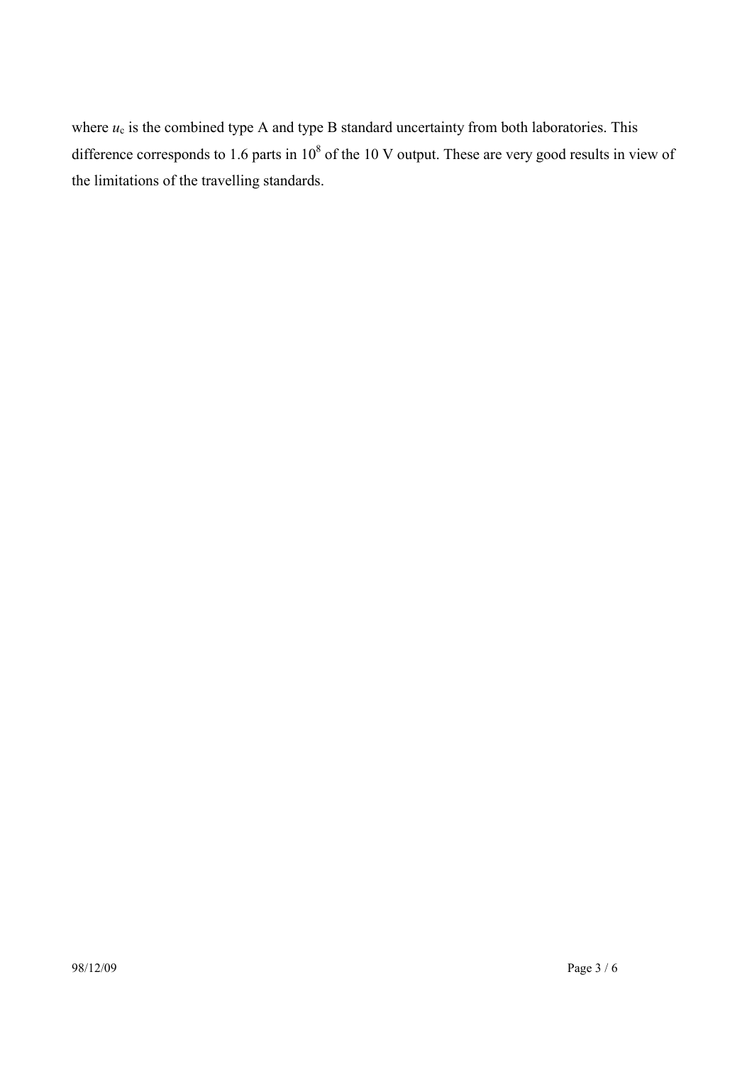where $u_c$ is the combined type A and type B standard uncertainty from both laboratories. This difference corresponds to 1.6 parts in $10^8$ of the 10 V output. These are very good results in view of the limitations of the travelling standards.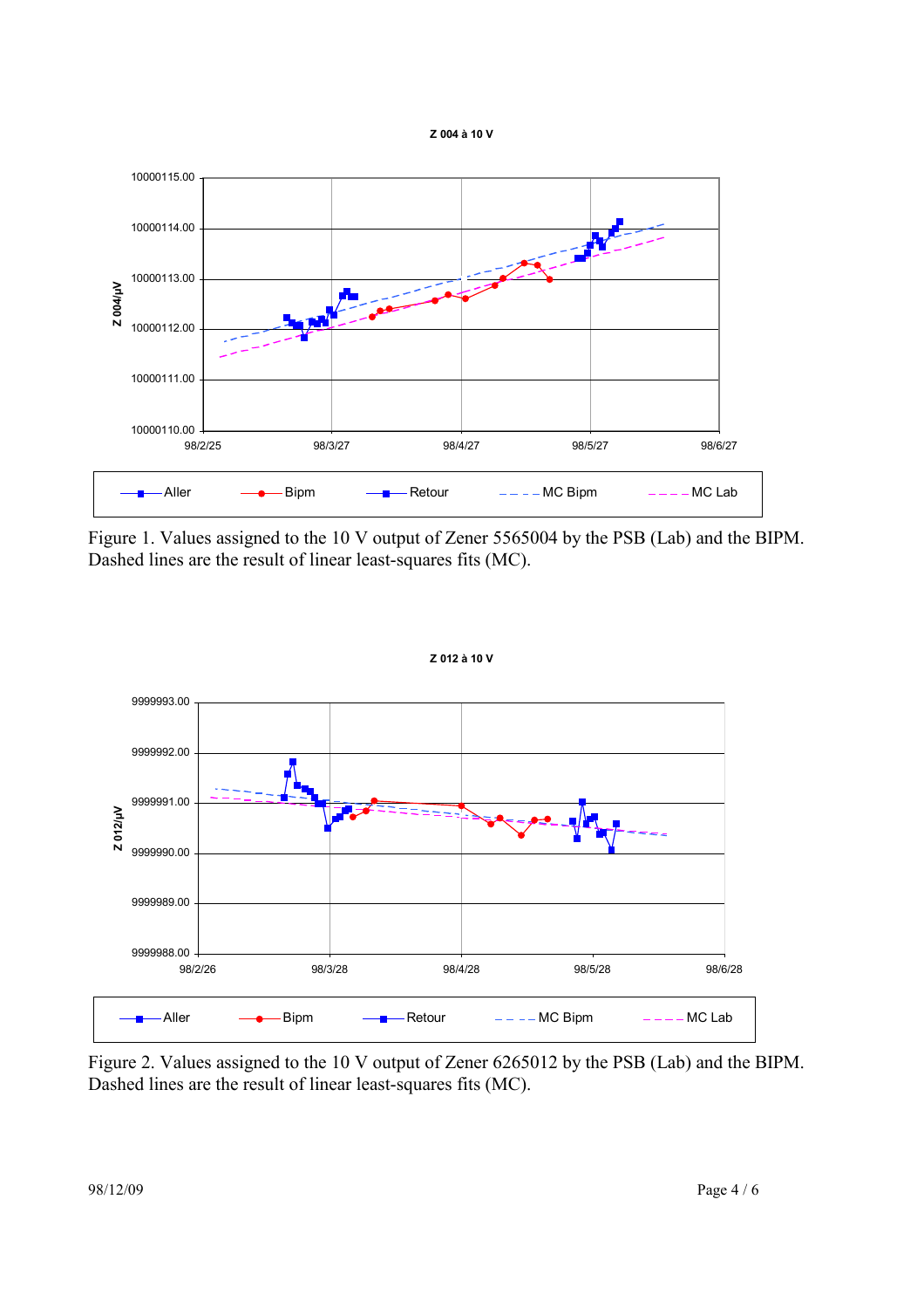Figure 1. Values assigned to the 10 V output of Zener 5565004 by the PSB (Lab) and the BIPM. Dashed lines are the result of linear least-squares fits (MC).

Figure 2. Values assigned to the 10 V output of Zener 6265012 by the PSB (Lab) and the BIPM. Dashed lines are the result of linear least-squares fits (MC).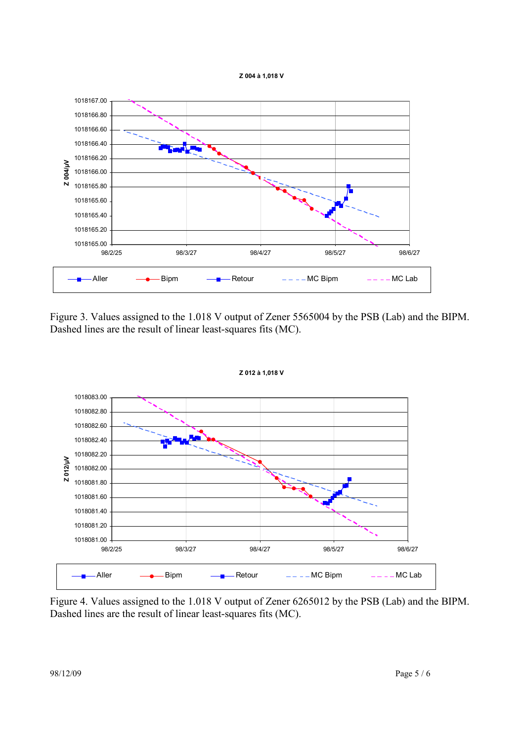Figure 3. Values assigned to the 1.018 V output of Zener 5565004 by the PSB (Lab) and the BIPM. Dashed lines are the result of linear least-squares fits (MC).

Figure 4. Values assigned to the 1.018 V output of Zener 6265012 by the PSB (Lab) and the BIPM. Dashed lines are the result of linear least-squares fits (MC).

98/12/09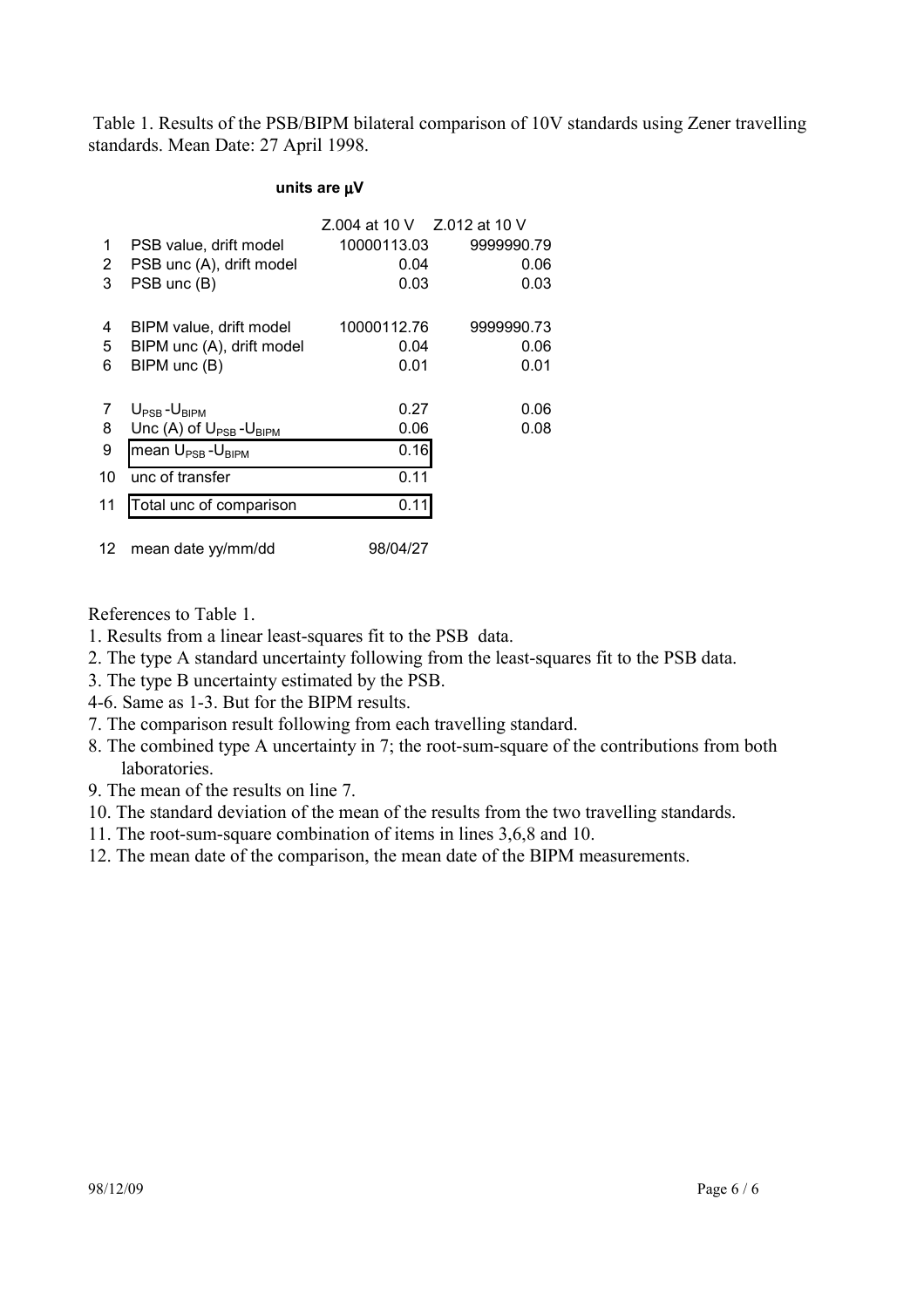Table 1. Results of the PSB/BIPM bilateral comparison of 10V standards using Zener travelling standards. Mean Date: 27 April 1998.

**units are μV**

| | | Z.004 at 10 V | Z.012 at 10 V |
|---|---|---|---|
| 1 | PSB value, drift model | 10000113.03 | 9999990.79 |
| 2 | PSB unc (A), drift model | 0.04 | 0.06 |
| 3 | PSB unc (B) | 0.03 | 0.03 |
| 4 | BIPM value, drift model | 10000112.76 | 9999990.73 |
| 5 | BIPM unc (A), drift model | 0.04 | 0.06 |
| 6 | BIPM unc (B) | 0.01 | 0.01 |
| 7 | $U_{PSB}$ - $U_{BIPM}$ | 0.27 | 0.06 |
| 8 | Unc (A) of $U_{PSB}$ - $U_{BIPM}$ | 0.06 | 0.08 |
| 9 | mean $U_{PSB}$ - $U_{BIPM}$ | 0.16 | |
| 10 | unc of transfer | 0.11 | |
| 11 | Total unc of comparison | 0.11 | |
| 12 | mean date yy/mm/dd | 98/04/27 | |

References to Table 1.

1. Results from a linear least-squares fit to the PSB data.
2. The type A standard uncertainty following from the least-squares fit to the PSB data.
3. The type B uncertainty estimated by the PSB.
4-6. Same as 1-3. But for the BIPM results.
7. The comparison result following from each travelling standard.
8. The combined type A uncertainty in 7; the root-sum-square of the contributions from both laboratories.
9. The mean of the results on line 7.
10. The standard deviation of the mean of the results from the two travelling standards.
11. The root-sum-square combination of items in lines 3,6,8 and 10.
12. The mean date of the comparison, the mean date of the BIPM measurements.

98/12/09